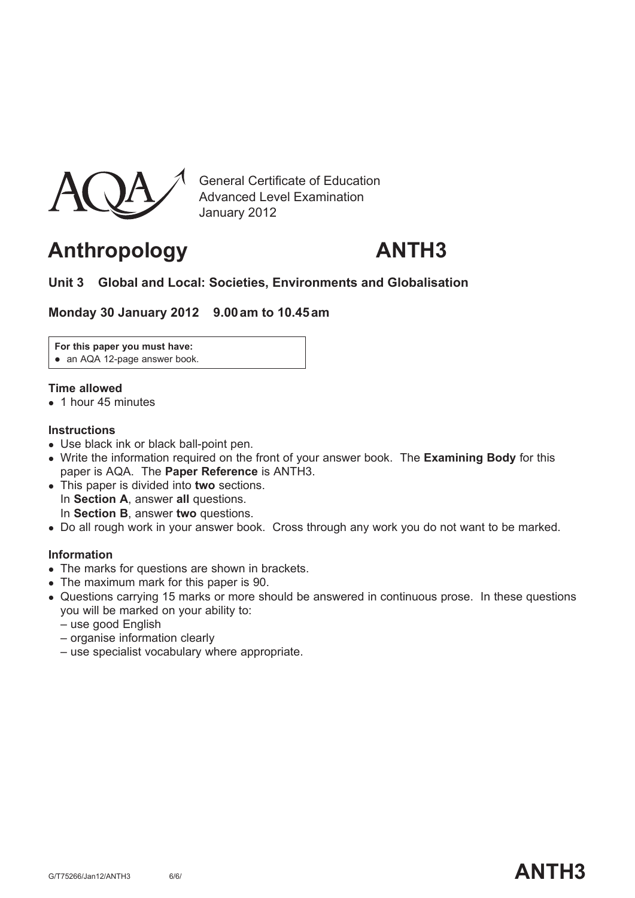AQA

General Certificate of Education
Advanced Level Examination
January 2012

# Anthropology ANTH3

### Unit 3 Global and Local: Societies, Environments and Globalisation

### Monday 30 January 2012 9.00 am to 10.45 am

**For this paper you must have:**
- an AQA 12-page answer book.

**Time allowed**
- 1 hour 45 minutes

**Instructions**
- Use black ink or black ball-point pen.
- Write the information required on the front of your answer book. The **Examining Body** for this paper is AQA. The **Paper Reference** is ANTH3.
- This paper is divided into **two** sections.
  In **Section A**, answer **all** questions.
  In **Section B**, answer **two** questions.
- Do all rough work in your answer book. Cross through any work you do not want to be marked.

**Information**
- The marks for questions are shown in brackets.
- The maximum mark for this paper is 90.
- Questions carrying 15 marks or more should be answered in continuous prose. In these questions you will be marked on your ability to:
  – use good English
  – organise information clearly
  – use specialist vocabulary where appropriate.

G/T75266/Jan12/ANTH3 6/6/ **ANTH3**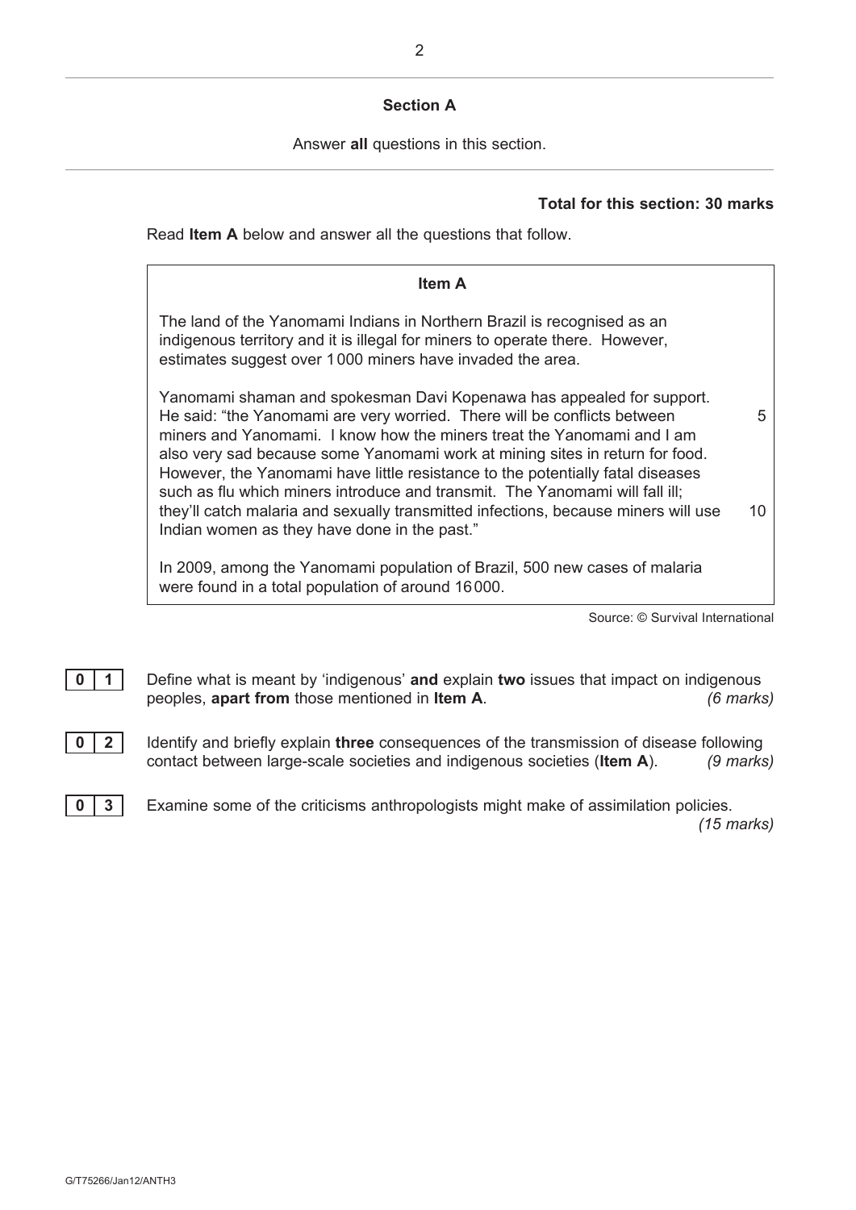## Section A

Answer **all** questions in this section.

**Total for this section: 30 marks**

Read **Item A** below and answer all the questions that follow.

> **Item A**
>
> The land of the Yanomami Indians in Northern Brazil is recognised as an indigenous territory and it is illegal for miners to operate there. However, estimates suggest over 1000 miners have invaded the area.
>
> Yanomami shaman and spokesman Davi Kopenawa has appealed for support. He said: "the Yanomami are very worried. There will be conflicts between miners and Yanomami. I know how the miners treat the Yanomami and I am also very sad because some Yanomami work at mining sites in return for food. However, the Yanomami have little resistance to the potentially fatal diseases such as flu which miners introduce and transmit. The Yanomami will fall ill; they'll catch malaria and sexually transmitted infections, because miners will use Indian women as they have done in the past."
>
> In 2009, among the Yanomami population of Brazil, 500 new cases of malaria were found in a total population of around 16000.

Source: © Survival International

**0 1** Define what is meant by 'indigenous' **and** explain **two** issues that impact on indigenous peoples, **apart from** those mentioned in **Item A**. *(6 marks)*

**0 2** Identify and briefly explain **three** consequences of the transmission of disease following contact between large-scale societies and indigenous societies (**Item A**). *(9 marks)*

**0 3** Examine some of the criticisms anthropologists might make of assimilation policies. *(15 marks)*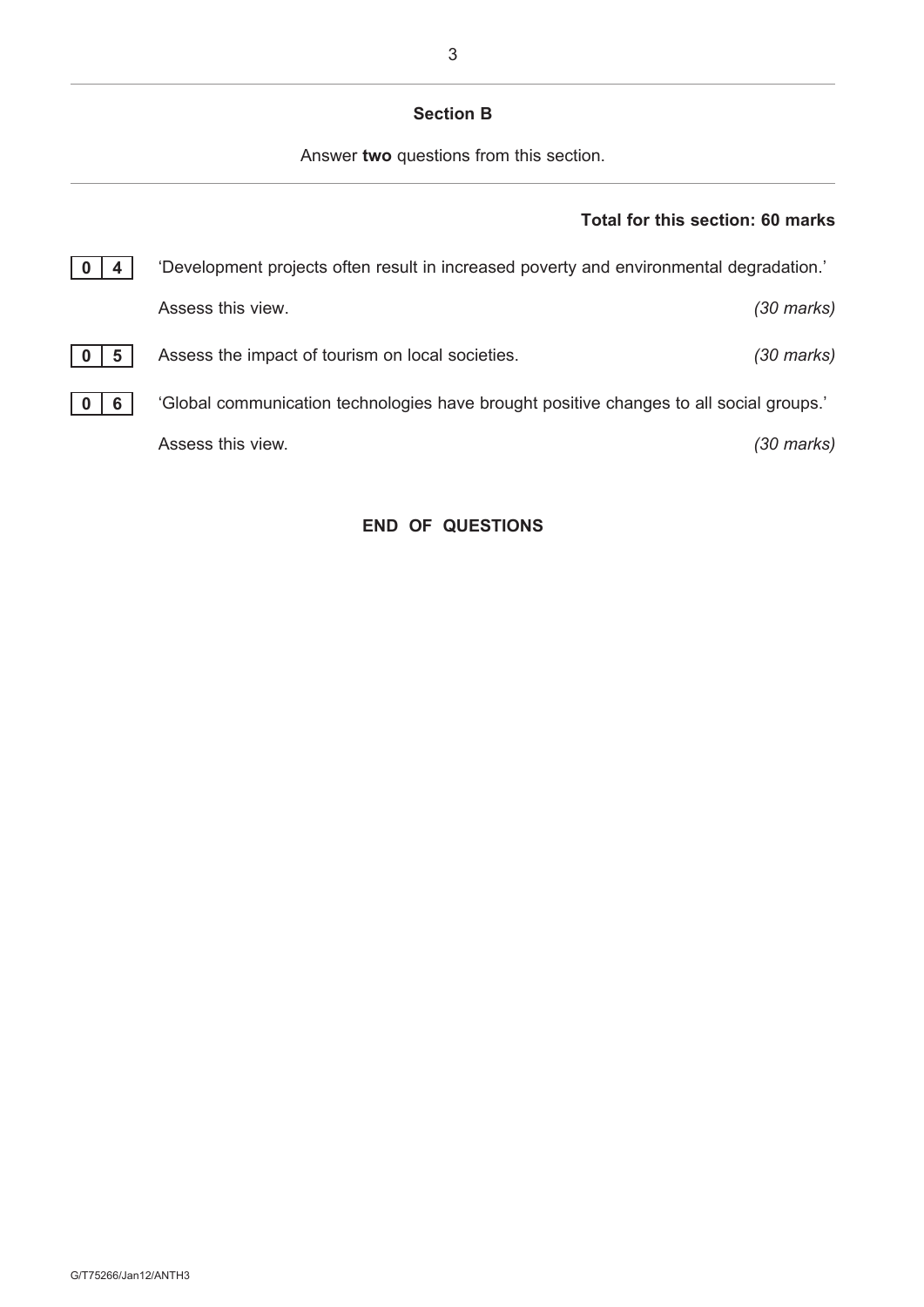## Section B

Answer **two** questions from this section.

**Total for this section: 60 marks**

**0 4** 'Development projects often result in increased poverty and environmental degradation.'

Assess this view. *(30 marks)*

**0 5** Assess the impact of tourism on local societies. *(30 marks)*

**0 6** 'Global communication technologies have brought positive changes to all social groups.'

Assess this view. *(30 marks)*

**END OF QUESTIONS**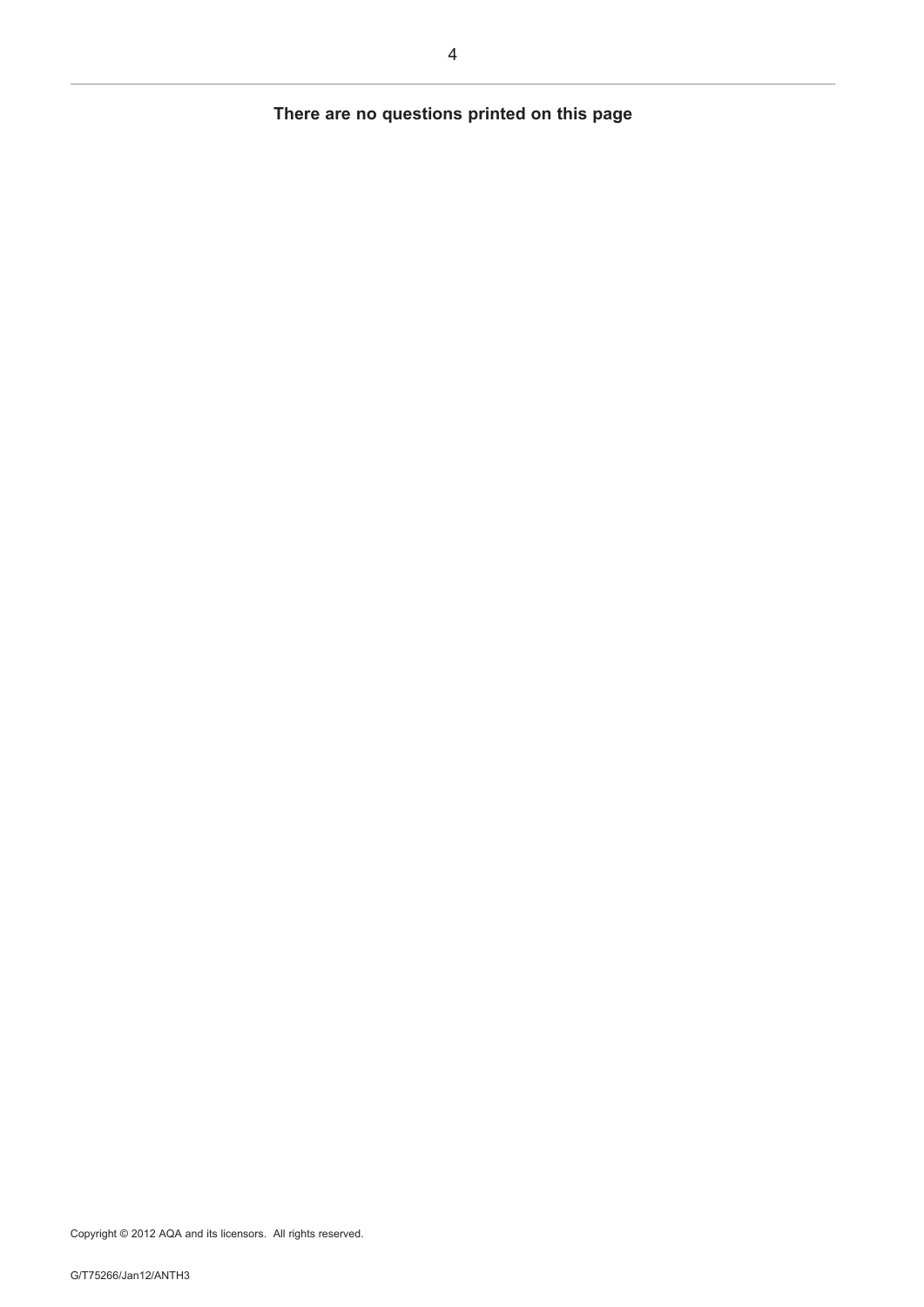**There are no questions printed on this page**

Copyright © 2012 AQA and its licensors. All rights reserved.

G/T75266/Jan12/ANTH3